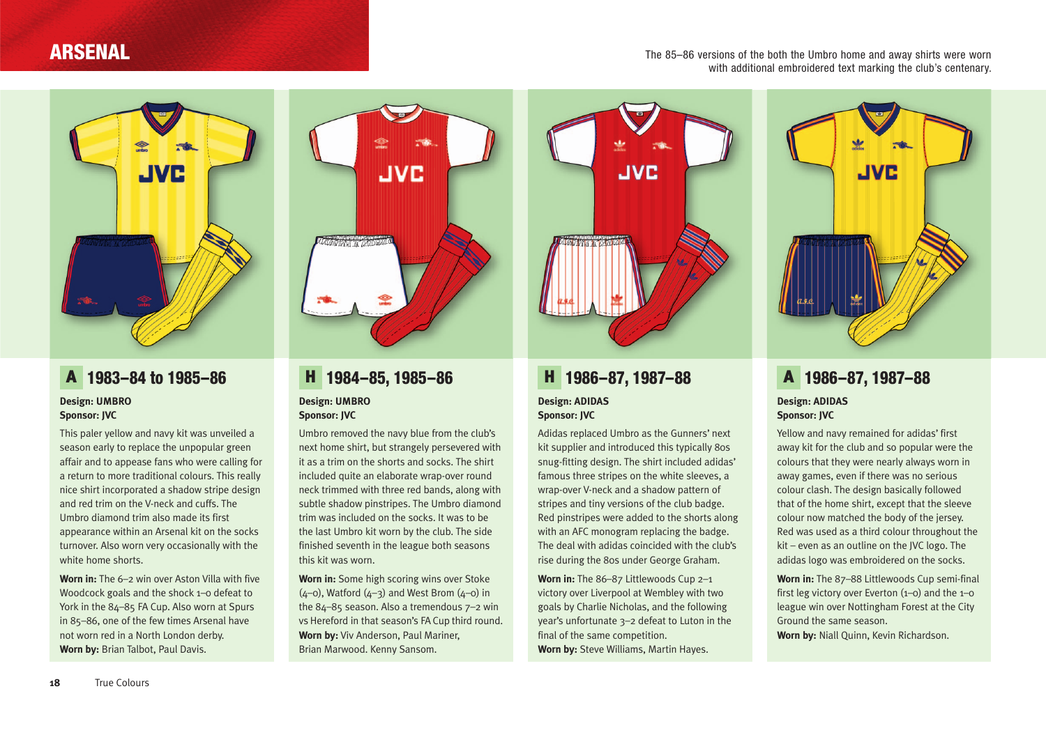# ARSENAL

The 85–86 versions of the both the Umbro home and away shirts were worn with additional embroidered text marking the club's centenary.

## A 1983–84 to 1985–86

**Design: UMBRO**
**Sponsor: JVC**

This paler yellow and navy kit was unveiled a season early to replace the unpopular green affair and to appease fans who were calling for a return to more traditional colours. This really nice shirt incorporated a shadow stripe design and red trim on the V-neck and cuffs. The Umbro diamond trim also made its first appearance within an Arsenal kit on the socks turnover. Also worn very occasionally with the white home shorts.

**Worn in:** The 6–2 win over Aston Villa with five Woodcock goals and the shock 1–0 defeat to York in the 84–85 FA Cup. Also worn at Spurs in 85–86, one of the few times Arsenal have not worn red in a North London derby.
**Worn by:** Brian Talbot, Paul Davis.

## H 1984–85, 1985–86

**Design: UMBRO**
**Sponsor: JVC**

Umbro removed the navy blue from the club's next home shirt, but strangely persevered with it as a trim on the shorts and socks. The shirt included quite an elaborate wrap-over round neck trimmed with three red bands, along with subtle shadow pinstripes. The Umbro diamond trim was included on the socks. It was to be the last Umbro kit worn by the club. The side finished seventh in the league both seasons this kit was worn.

**Worn in:** Some high scoring wins over Stoke (4–0), Watford (4–3) and West Brom (4–0) in the 84–85 season. Also a tremendous 7–2 win vs Hereford in that season's FA Cup third round.
**Worn by:** Viv Anderson, Paul Mariner, Brian Marwood. Kenny Sansom.

## H 1986–87, 1987–88

**Design: ADIDAS**
**Sponsor: JVC**

Adidas replaced Umbro as the Gunners' next kit supplier and introduced this typically 80s snug-fitting design. The shirt included adidas' famous three stripes on the white sleeves, a wrap-over V-neck and a shadow pattern of stripes and tiny versions of the club badge. Red pinstripes were added to the shorts along with an AFC monogram replacing the badge. The deal with adidas coincided with the club's rise during the 80s under George Graham.

**Worn in:** The 86–87 Littlewoods Cup 2–1 victory over Liverpool at Wembley with two goals by Charlie Nicholas, and the following year's unfortunate 3–2 defeat to Luton in the final of the same competition.
**Worn by:** Steve Williams, Martin Hayes.

## A 1986–87, 1987–88

**Design: ADIDAS**
**Sponsor: JVC**

Yellow and navy remained for adidas' first away kit for the club and so popular were the colours that they were nearly always worn in away games, even if there was no serious colour clash. The design basically followed that of the home shirt, except that the sleeve colour now matched the body of the jersey. Red was used as a third colour throughout the kit – even as an outline on the JVC logo. The adidas logo was embroidered on the socks.

**Worn in:** The 87–88 Littlewoods Cup semi-final first leg victory over Everton (1–0) and the 1–0 league win over Nottingham Forest at the City Ground the same season.
**Worn by:** Niall Quinn, Kevin Richardson.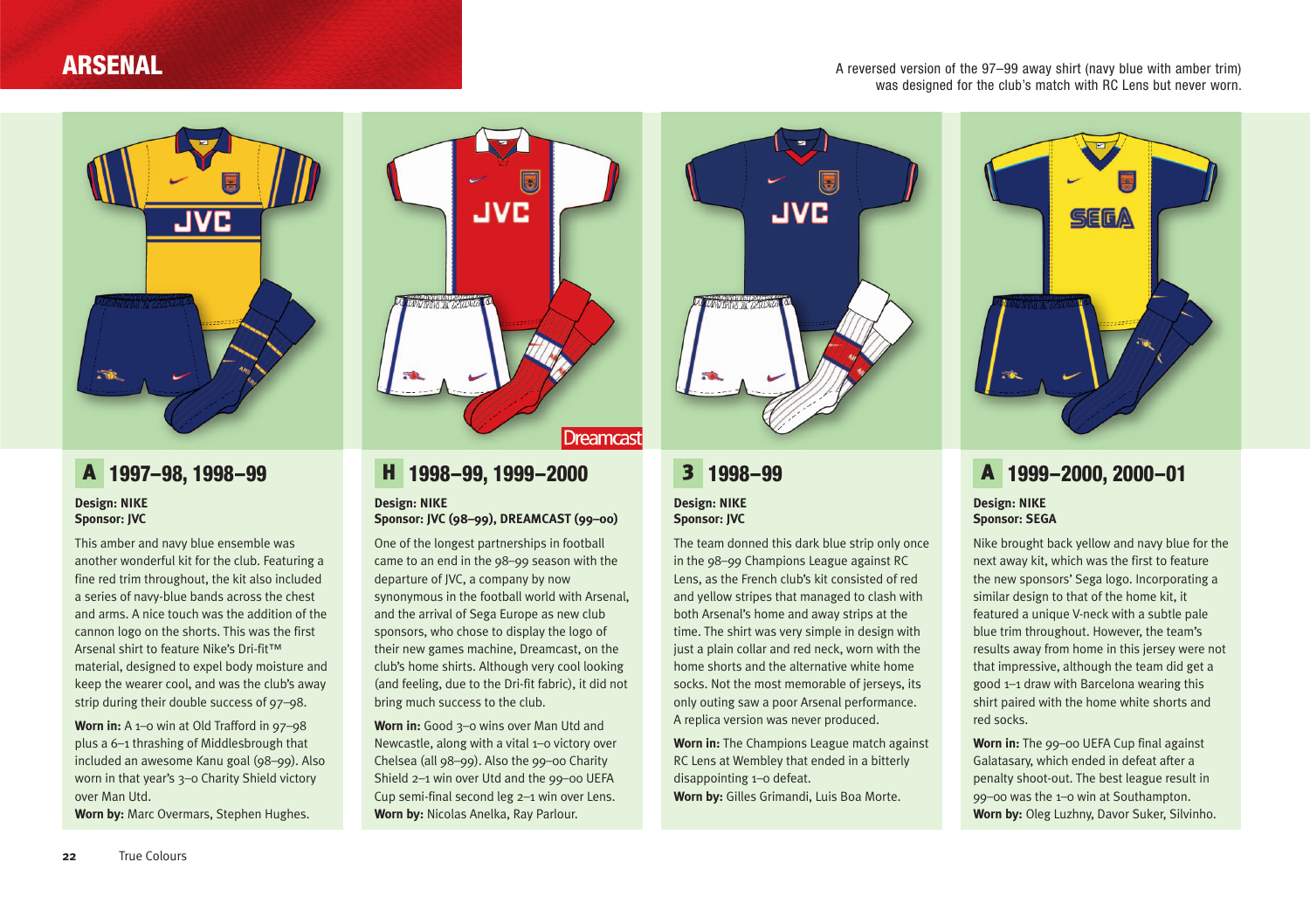# ARSENAL

A reversed version of the 97–99 away shirt (navy blue with amber trim) was designed for the club's match with RC Lens but never worn.

## A 1997–98, 1998–99

**Design: NIKE**
**Sponsor: JVC**

This amber and navy blue ensemble was another wonderful kit for the club. Featuring a fine red trim throughout, the kit also included a series of navy-blue bands across the chest and arms. A nice touch was the addition of the cannon logo on the shorts. This was the first Arsenal shirt to feature Nike's Dri-fit™ material, designed to expel body moisture and keep the wearer cool, and was the club's away strip during their double success of 97–98.

**Worn in:** A 1–0 win at Old Trafford in 97–98 plus a 6–1 thrashing of Middlesbrough that included an awesome Kanu goal (98–99). Also worn in that year's 3–0 Charity Shield victory over Man Utd.
**Worn by:** Marc Overmars, Stephen Hughes.

## H 1998–99, 1999–2000

Dreamcast

**Design: NIKE**
**Sponsor: JVC (98–99), DREAMCAST (99–00)**

One of the longest partnerships in football came to an end in the 98–99 season with the departure of JVC, a company by now synonymous in the football world with Arsenal, and the arrival of Sega Europe as new club sponsors, who chose to display the logo of their new games machine, Dreamcast, on the club's home shirts. Although very cool looking (and feeling, due to the Dri-fit fabric), it did not bring much success to the club.

**Worn in:** Good 3–0 wins over Man Utd and Newcastle, along with a vital 1–0 victory over Chelsea (all 98–99). Also the 99–00 Charity Shield 2–1 win over Utd and the 99–00 UEFA Cup semi-final second leg 2–1 win over Lens.
**Worn by:** Nicolas Anelka, Ray Parlour.

## 3 1998–99

**Design: NIKE**
**Sponsor: JVC**

The team donned this dark blue strip only once in the 98–99 Champions League against RC Lens, as the French club's kit consisted of red and yellow stripes that managed to clash with both Arsenal's home and away strips at the time. The shirt was very simple in design with just a plain collar and red neck, worn with the home shorts and the alternative white home socks. Not the most memorable of jerseys, its only outing saw a poor Arsenal performance. A replica version was never produced.

**Worn in:** The Champions League match against RC Lens at Wembley that ended in a bitterly disappointing 1–0 defeat.
**Worn by:** Gilles Grimandi, Luis Boa Morte.

## A 1999–2000, 2000–01

**Design: NIKE**
**Sponsor: SEGA**

Nike brought back yellow and navy blue for the next away kit, which was the first to feature the new sponsors' Sega logo. Incorporating a similar design to that of the home kit, it featured a unique V-neck with a subtle pale blue trim throughout. However, the team's results away from home in this jersey were not that impressive, although the team did get a good 1–1 draw with Barcelona wearing this shirt paired with the home white shorts and red socks.

**Worn in:** The 99–00 UEFA Cup final against Galatasary, which ended in defeat after a penalty shoot-out. The best league result in 99–00 was the 1–0 win at Southampton.
**Worn by:** Oleg Luzhny, Davor Suker, Silvinho.